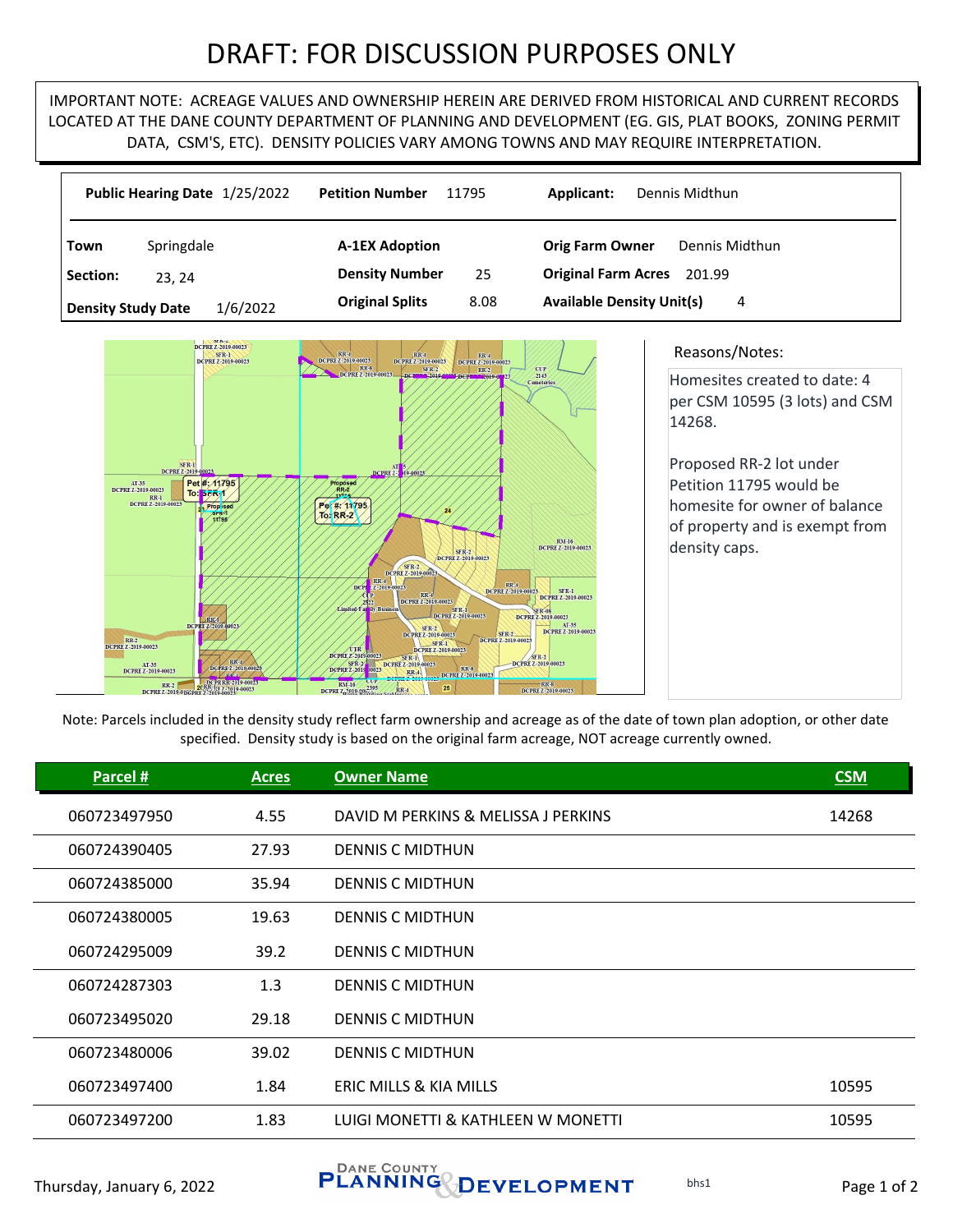# DRAFT: FOR DISCUSSION PURPOSES ONLY

IMPORTANT NOTE: ACREAGE VALUES AND OWNERSHIP HEREIN ARE DERIVED FROM HISTORICAL AND CURRENT RECORDS LOCATED AT THE DANE COUNTY DEPARTMENT OF PLANNING AND DEVELOPMENT (EG. GIS, PLAT BOOKS, ZONING PERMIT DATA, CSM'S, ETC). DENSITY POLICIES VARY AMONG TOWNS AND MAY REQUIRE INTERPRETATION.

**Public Hearing Date** 1/25/2022 **Petition Number** 11795 **Applicant:** Dennis Midthun

| | | | | | |
|---|---|---|---|---|---|
| **Town** | Springdale | **A-1EX Adoption** | | **Orig Farm Owner** | Dennis Midthun |
| **Section:** | 23, 24 | **Density Number** | 25 | **Original Farm Acres** | 201.99 |
| **Density Study Date** | 1/6/2022 | **Original Splits** | 8.08 | **Available Density Unit(s)** | 4 |

Reasons/Notes:

Homesites created to date: 4 per CSM 10595 (3 lots) and CSM 14268.

Proposed RR-2 lot under Petition 11795 would be homesite for owner of balance of property and is exempt from density caps.

Note: Parcels included in the density study reflect farm ownership and acreage as of the date of town plan adoption, or other date specified. Density study is based on the original farm acreage, NOT acreage currently owned.

| Parcel # | Acres | Owner Name | CSM |
|---|---|---|---|
| 060723497950 | 4.55 | DAVID M PERKINS & MELISSA J PERKINS | 14268 |
| 060724390405 | 27.93 | DENNIS C MIDTHUN | |
| 060724385000 | 35.94 | DENNIS C MIDTHUN | |
| 060724380005 | 19.63 | DENNIS C MIDTHUN | |
| 060724295009 | 39.2 | DENNIS C MIDTHUN | |
| 060724287303 | 1.3 | DENNIS C MIDTHUN | |
| 060723495020 | 29.18 | DENNIS C MIDTHUN | |
| 060723480006 | 39.02 | DENNIS C MIDTHUN | |
| 060723497400 | 1.84 | ERIC MILLS & KIA MILLS | 10595 |
| 060723497200 | 1.83 | LUIGI MONETTI & KATHLEEN W MONETTI | 10595 |

Thursday, January 6, 2022 — DANE COUNTY PLANNING & DEVELOPMENT — bhs1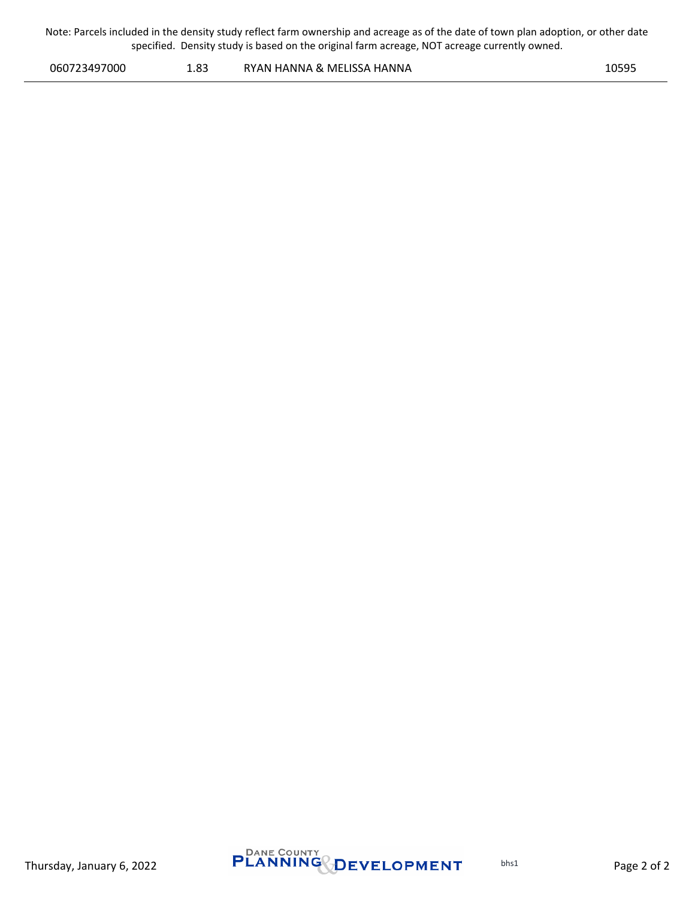Note: Parcels included in the density study reflect farm ownership and acreage as of the date of town plan adoption, or other date specified. Density study is based on the original farm acreage, NOT acreage currently owned.

| | | | |
|---|---|---|---|
| 060723497000 | 1.83 | RYAN HANNA & MELISSA HANNA | 10595 |